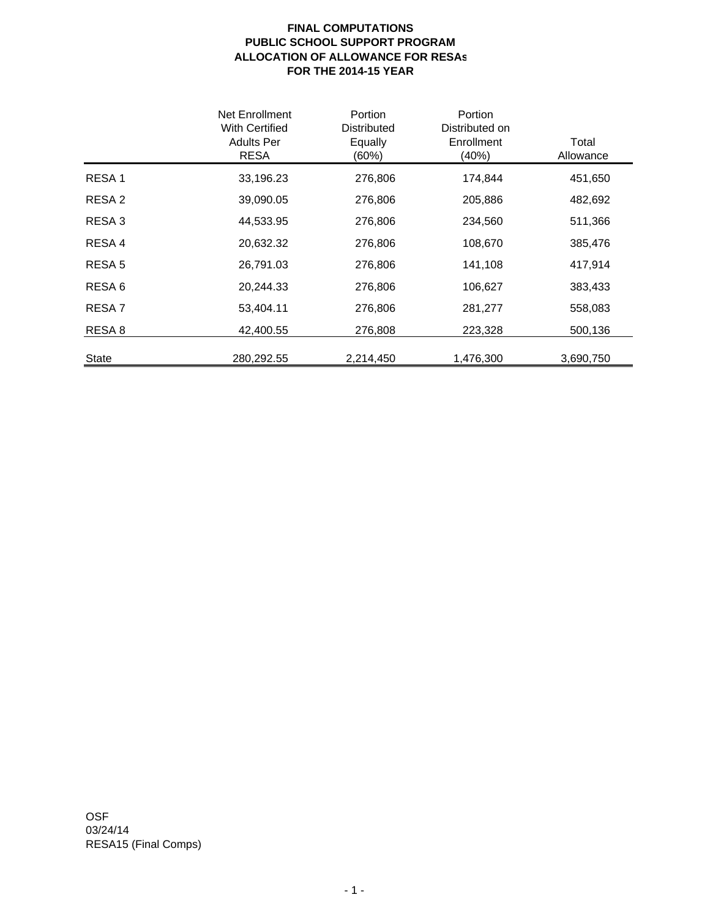**FINAL COMPUTATIONS**
**PUBLIC SCHOOL SUPPORT PROGRAM**
**ALLOCATION OF ALLOWANCE FOR RESAs**
**FOR THE 2014-15 YEAR**

| | Net Enrollment With Certified Adults Per RESA | Portion Distributed Equally (60%) | Portion Distributed on Enrollment (40%) | Total Allowance |
|---|---|---|---|---|
| RESA 1 | 33,196.23 | 276,806 | 174,844 | 451,650 |
| RESA 2 | 39,090.05 | 276,806 | 205,886 | 482,692 |
| RESA 3 | 44,533.95 | 276,806 | 234,560 | 511,366 |
| RESA 4 | 20,632.32 | 276,806 | 108,670 | 385,476 |
| RESA 5 | 26,791.03 | 276,806 | 141,108 | 417,914 |
| RESA 6 | 20,244.33 | 276,806 | 106,627 | 383,433 |
| RESA 7 | 53,404.11 | 276,806 | 281,277 | 558,083 |
| RESA 8 | 42,400.55 | 276,808 | 223,328 | 500,136 |
| State | 280,292.55 | 2,214,450 | 1,476,300 | 3,690,750 |

OSF
03/24/14
RESA15 (Final Comps)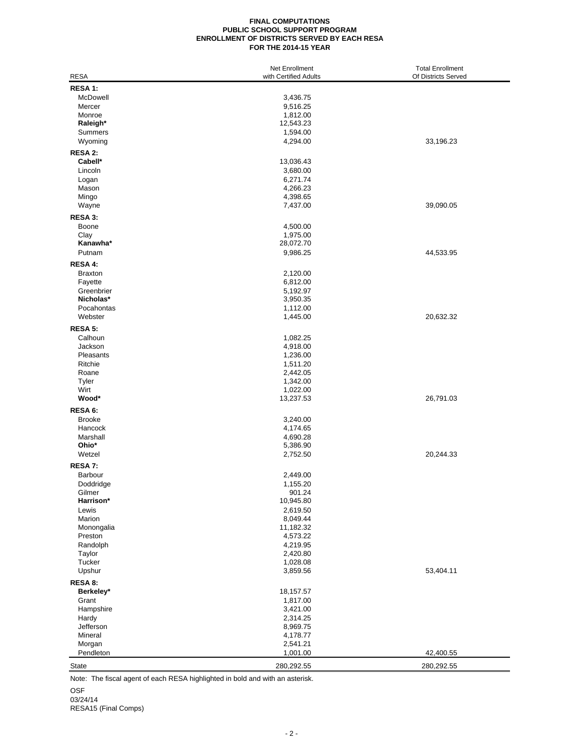**FINAL COMPUTATIONS**
**PUBLIC SCHOOL SUPPORT PROGRAM**
**ENROLLMENT OF DISTRICTS SERVED BY EACH RESA**
**FOR THE 2014-15 YEAR**

| RESA | Net Enrollment with Certified Adults | Total Enrollment Of Districts Served |
|---|---|---|
| **RESA 1:** | | |
| McDowell | 3,436.75 | |
| Mercer | 9,516.25 | |
| Monroe | 1,812.00 | |
| **Raleigh*** | 12,543.23 | |
| Summers | 1,594.00 | |
| Wyoming | 4,294.00 | 33,196.23 |
| **RESA 2:** | | |
| **Cabell*** | 13,036.43 | |
| Lincoln | 3,680.00 | |
| Logan | 6,271.74 | |
| Mason | 4,266.23 | |
| Mingo | 4,398.65 | |
| Wayne | 7,437.00 | 39,090.05 |
| **RESA 3:** | | |
| Boone | 4,500.00 | |
| Clay | 1,975.00 | |
| **Kanawha*** | 28,072.70 | |
| Putnam | 9,986.25 | 44,533.95 |
| **RESA 4:** | | |
| Braxton | 2,120.00 | |
| Fayette | 6,812.00 | |
| Greenbrier | 5,192.97 | |
| **Nicholas*** | 3,950.35 | |
| Pocahontas | 1,112.00 | |
| Webster | 1,445.00 | 20,632.32 |
| **RESA 5:** | | |
| Calhoun | 1,082.25 | |
| Jackson | 4,918.00 | |
| Pleasants | 1,236.00 | |
| Ritchie | 1,511.20 | |
| Roane | 2,442.05 | |
| Tyler | 1,342.00 | |
| Wirt | 1,022.00 | |
| **Wood*** | 13,237.53 | 26,791.03 |
| **RESA 6:** | | |
| Brooke | 3,240.00 | |
| Hancock | 4,174.65 | |
| Marshall | 4,690.28 | |
| **Ohio*** | 5,386.90 | |
| Wetzel | 2,752.50 | 20,244.33 |
| **RESA 7:** | | |
| Barbour | 2,449.00 | |
| Doddridge | 1,155.20 | |
| Gilmer | 901.24 | |
| **Harrison*** | 10,945.80 | |
| Lewis | 2,619.50 | |
| Marion | 8,049.44 | |
| Monongalia | 11,182.32 | |
| Preston | 4,573.22 | |
| Randolph | 4,219.95 | |
| Taylor | 2,420.80 | |
| Tucker | 1,028.08 | |
| Upshur | 3,859.56 | 53,404.11 |
| **RESA 8:** | | |
| **Berkeley*** | 18,157.57 | |
| Grant | 1,817.00 | |
| Hampshire | 3,421.00 | |
| Hardy | 2,314.25 | |
| Jefferson | 8,969.75 | |
| Mineral | 4,178.77 | |
| Morgan | 2,541.21 | |
| Pendleton | 1,001.00 | 42,400.55 |
| State | 280,292.55 | 280,292.55 |

Note: The fiscal agent of each RESA highlighted in bold and with an asterisk.

OSF
03/24/14
RESA15 (Final Comps)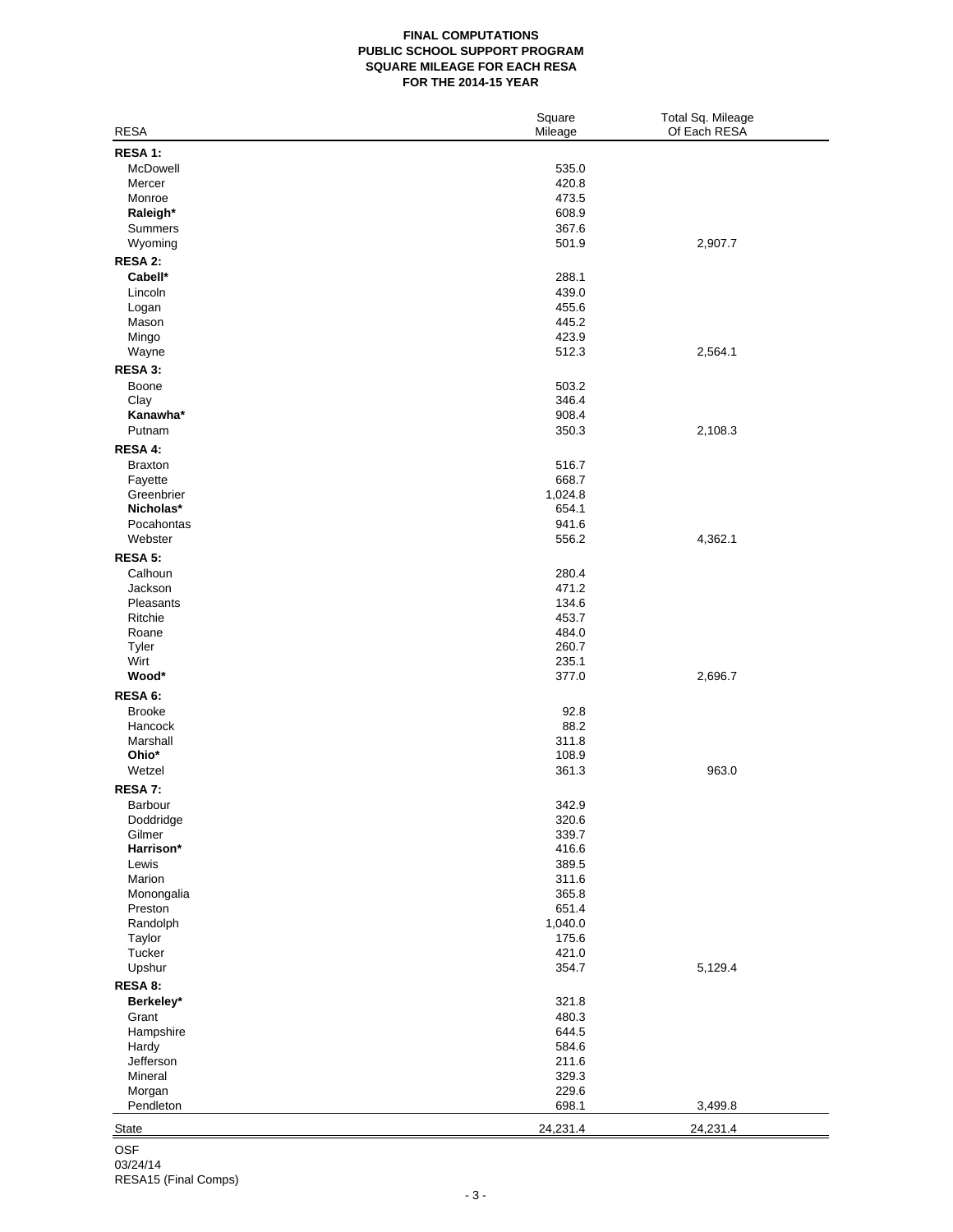**FINAL COMPUTATIONS**
**PUBLIC SCHOOL SUPPORT PROGRAM**
**SQUARE MILEAGE FOR EACH RESA**
**FOR THE 2014-15 YEAR**

| RESA | Square Mileage | Total Sq. Mileage Of Each RESA |
|---|---|---|
| **RESA 1:** | | |
| McDowell | 535.0 | |
| Mercer | 420.8 | |
| Monroe | 473.5 | |
| **Raleigh*** | 608.9 | |
| Summers | 367.6 | |
| Wyoming | 501.9 | 2,907.7 |
| **RESA 2:** | | |
| **Cabell*** | 288.1 | |
| Lincoln | 439.0 | |
| Logan | 455.6 | |
| Mason | 445.2 | |
| Mingo | 423.9 | |
| Wayne | 512.3 | 2,564.1 |
| **RESA 3:** | | |
| Boone | 503.2 | |
| Clay | 346.4 | |
| **Kanawha*** | 908.4 | |
| Putnam | 350.3 | 2,108.3 |
| **RESA 4:** | | |
| Braxton | 516.7 | |
| Fayette | 668.7 | |
| Greenbrier | 1,024.8 | |
| **Nicholas*** | 654.1 | |
| Pocahontas | 941.6 | |
| Webster | 556.2 | 4,362.1 |
| **RESA 5:** | | |
| Calhoun | 280.4 | |
| Jackson | 471.2 | |
| Pleasants | 134.6 | |
| Ritchie | 453.7 | |
| Roane | 484.0 | |
| Tyler | 260.7 | |
| Wirt | 235.1 | |
| **Wood*** | 377.0 | 2,696.7 |
| **RESA 6:** | | |
| Brooke | 92.8 | |
| Hancock | 88.2 | |
| Marshall | 311.8 | |
| **Ohio*** | 108.9 | |
| Wetzel | 361.3 | 963.0 |
| **RESA 7:** | | |
| Barbour | 342.9 | |
| Doddridge | 320.6 | |
| Gilmer | 339.7 | |
| **Harrison*** | 416.6 | |
| Lewis | 389.5 | |
| Marion | 311.6 | |
| Monongalia | 365.8 | |
| Preston | 651.4 | |
| Randolph | 1,040.0 | |
| Taylor | 175.6 | |
| Tucker | 421.0 | |
| Upshur | 354.7 | 5,129.4 |
| **RESA 8:** | | |
| **Berkeley*** | 321.8 | |
| Grant | 480.3 | |
| Hampshire | 644.5 | |
| Hardy | 584.6 | |
| Jefferson | 211.6 | |
| Mineral | 329.3 | |
| Morgan | 229.6 | |
| Pendleton | 698.1 | 3,499.8 |
| State | 24,231.4 | 24,231.4 |

OSF
03/24/14
RESA15 (Final Comps)